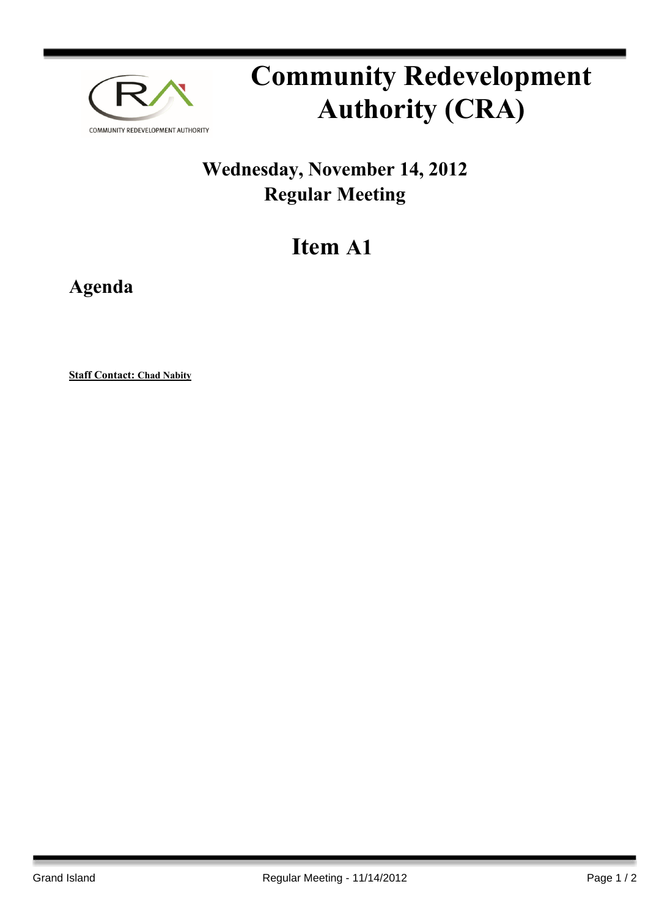# Community Redevelopment Authority (CRA)

## Wednesday, November 14, 2012
## Regular Meeting

# Item A1

## Agenda

**Staff Contact: Chad Nabity**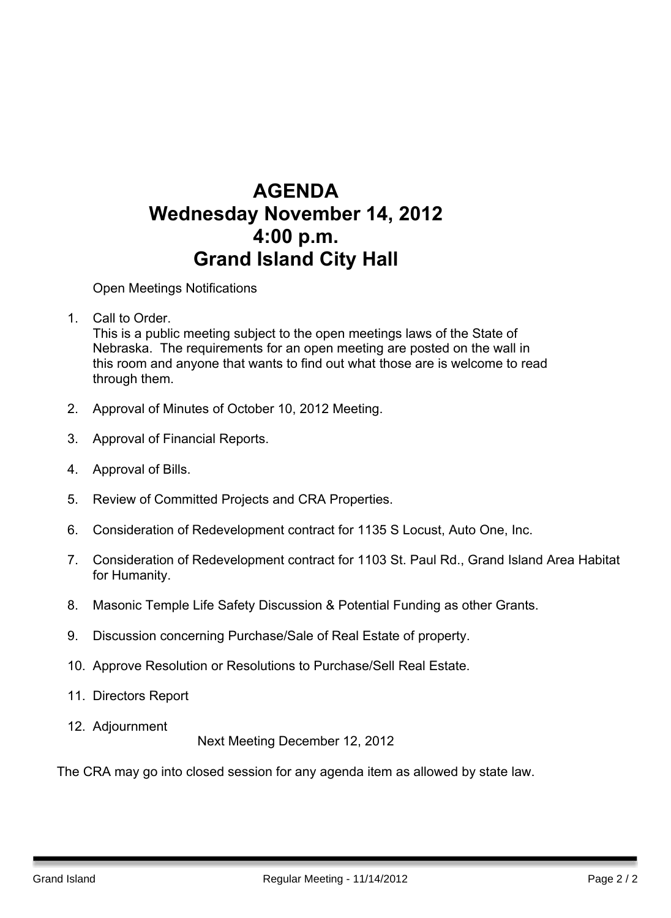# AGENDA
# Wednesday November 14, 2012
# 4:00 p.m.
# Grand Island City Hall

Open Meetings Notifications

1. Call to Order.
   This is a public meeting subject to the open meetings laws of the State of Nebraska. The requirements for an open meeting are posted on the wall in this room and anyone that wants to find out what those are is welcome to read through them.

2. Approval of Minutes of October 10, 2012 Meeting.

3. Approval of Financial Reports.

4. Approval of Bills.

5. Review of Committed Projects and CRA Properties.

6. Consideration of Redevelopment contract for 1135 S Locust, Auto One, Inc.

7. Consideration of Redevelopment contract for 1103 St. Paul Rd., Grand Island Area Habitat for Humanity.

8. Masonic Temple Life Safety Discussion & Potential Funding as other Grants.

9. Discussion concerning Purchase/Sale of Real Estate of property.

10. Approve Resolution or Resolutions to Purchase/Sell Real Estate.

11. Directors Report

12. Adjournment
    Next Meeting December 12, 2012

The CRA may go into closed session for any agenda item as allowed by state law.